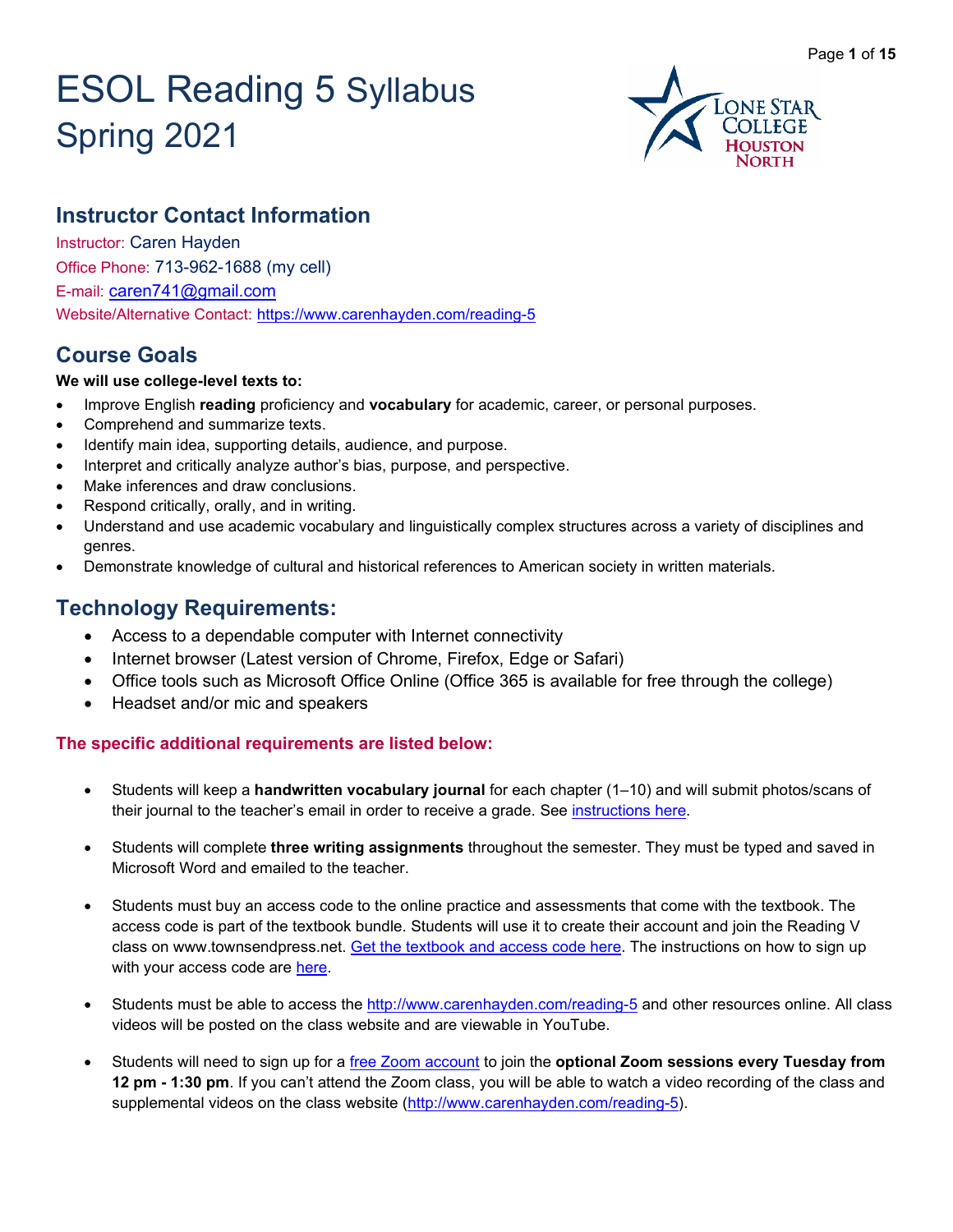# ESOL Reading 5 Syllabus Spring 2021

## Instructor Contact Information

Instructor: Caren Hayden

Office Phone: 713-962-1688 (my cell)

E-mail: caren741@gmail.com

Website/Alternative Contact: https://www.carenhayden.com/reading-5

## Course Goals

**We will use college-level texts to:**

- Improve English **reading** proficiency and **vocabulary** for academic, career, or personal purposes.
- Comprehend and summarize texts.
- Identify main idea, supporting details, audience, and purpose.
- Interpret and critically analyze author's bias, purpose, and perspective.
- Make inferences and draw conclusions.
- Respond critically, orally, and in writing.
- Understand and use academic vocabulary and linguistically complex structures across a variety of disciplines and genres.
- Demonstrate knowledge of cultural and historical references to American society in written materials.

## Technology Requirements:

- Access to a dependable computer with Internet connectivity
- Internet browser (Latest version of Chrome, Firefox, Edge or Safari)
- Office tools such as Microsoft Office Online (Office 365 is available for free through the college)
- Headset and/or mic and speakers

### The specific additional requirements are listed below:

- Students will keep a **handwritten vocabulary journal** for each chapter (1–10) and will submit photos/scans of their journal to the teacher's email in order to receive a grade. See instructions here.

- Students will complete **three writing assignments** throughout the semester. They must be typed and saved in Microsoft Word and emailed to the teacher.

- Students must buy an access code to the online practice and assessments that come with the textbook. The access code is part of the textbook bundle. Students will use it to create their account and join the Reading V class on www.townsendpress.net. Get the textbook and access code here. The instructions on how to sign up with your access code are here.

- Students must be able to access the http://www.carenhayden.com/reading-5 and other resources online. All class videos will be posted on the class website and are viewable in YouTube.

- Students will need to sign up for a free Zoom account to join the **optional Zoom sessions every Tuesday from 12 pm - 1:30 pm**. If you can't attend the Zoom class, you will be able to watch a video recording of the class and supplemental videos on the class website (http://www.carenhayden.com/reading-5).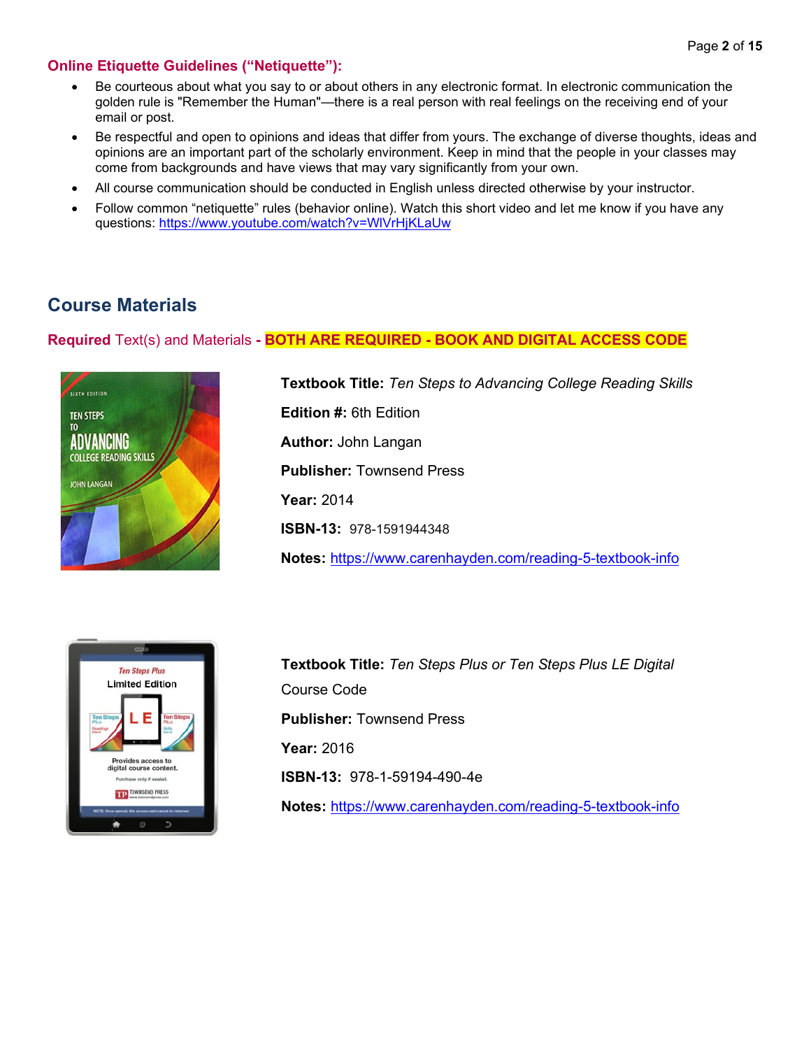**Online Etiquette Guidelines ("Netiquette"):**

- Be courteous about what you say to or about others in any electronic format. In electronic communication the golden rule is "Remember the Human"—there is a real person with real feelings on the receiving end of your email or post.
- Be respectful and open to opinions and ideas that differ from yours. The exchange of diverse thoughts, ideas and opinions are an important part of the scholarly environment. Keep in mind that the people in your classes may come from backgrounds and have views that may vary significantly from your own.
- All course communication should be conducted in English unless directed otherwise by your instructor.
- Follow common "netiquette" rules (behavior online). Watch this short video and let me know if you have any questions: https://www.youtube.com/watch?v=WlVrHjKLaUw

## Course Materials

**Required** Text(s) and Materials **- BOTH ARE REQUIRED - BOOK AND DIGITAL ACCESS CODE**

**Textbook Title:** *Ten Steps to Advancing College Reading Skills*

**Edition #:** 6th Edition

**Author:** John Langan

**Publisher:** Townsend Press

**Year:** 2014

**ISBN-13:** 978-1591944348

**Notes:** https://www.carenhayden.com/reading-5-textbook-info

**Textbook Title:** *Ten Steps Plus or Ten Steps Plus LE Digital* Course Code

**Publisher:** Townsend Press

**Year:** 2016

**ISBN-13:** 978-1-59194-490-4e

**Notes:** https://www.carenhayden.com/reading-5-textbook-info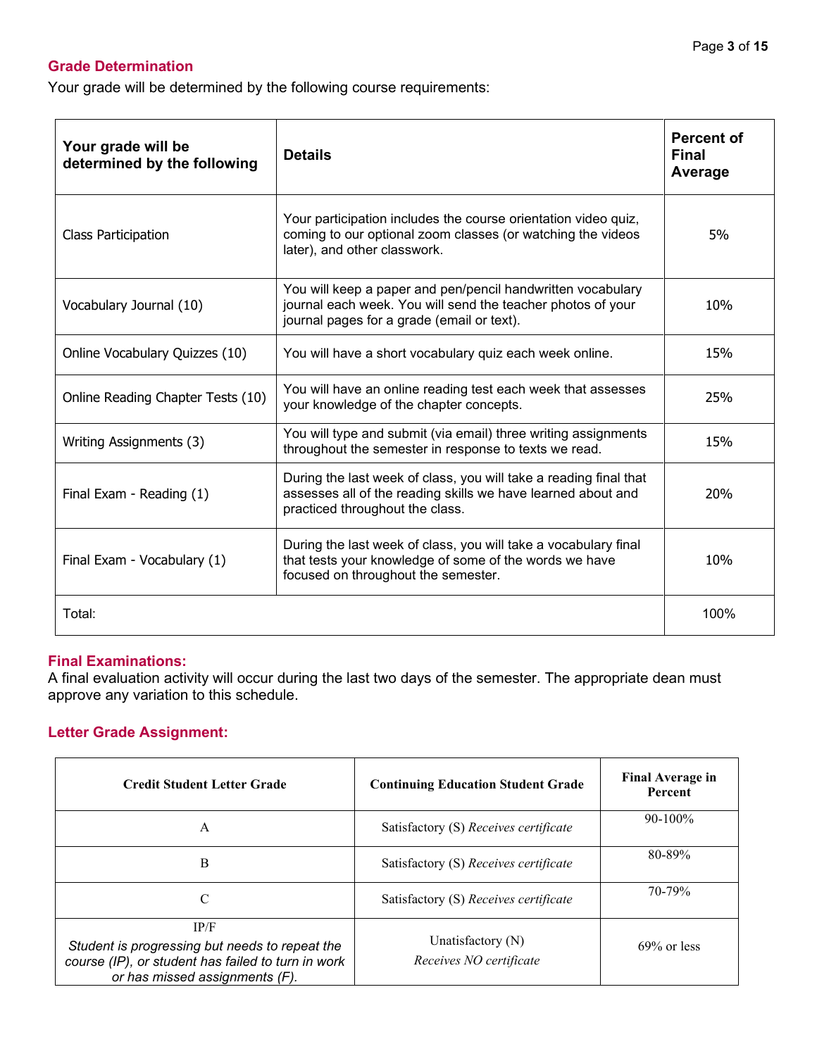## Grade Determination

Your grade will be determined by the following course requirements:

| Your grade will be determined by the following | Details | Percent of Final Average |
|---|---|---|
| Class Participation | Your participation includes the course orientation video quiz, coming to our optional zoom classes (or watching the videos later), and other classwork. | 5% |
| Vocabulary Journal (10) | You will keep a paper and pen/pencil handwritten vocabulary journal each week. You will send the teacher photos of your journal pages for a grade (email or text). | 10% |
| Online Vocabulary Quizzes (10) | You will have a short vocabulary quiz each week online. | 15% |
| Online Reading Chapter Tests (10) | You will have an online reading test each week that assesses your knowledge of the chapter concepts. | 25% |
| Writing Assignments (3) | You will type and submit (via email) three writing assignments throughout the semester in response to texts we read. | 15% |
| Final Exam - Reading (1) | During the last week of class, you will take a reading final that assesses all of the reading skills we have learned about and practiced throughout the class. | 20% |
| Final Exam - Vocabulary (1) | During the last week of class, you will take a vocabulary final that tests your knowledge of some of the words we have focused on throughout the semester. | 10% |
| Total: | | 100% |

## Final Examinations:

A final evaluation activity will occur during the last two days of the semester. The appropriate dean must approve any variation to this schedule.

## Letter Grade Assignment:

| Credit Student Letter Grade | Continuing Education Student Grade | Final Average in Percent |
|---|---|---|
| A | Satisfactory (S) *Receives certificate* | 90-100% |
| B | Satisfactory (S) *Receives certificate* | 80-89% |
| C | Satisfactory (S) *Receives certificate* | 70-79% |
| IP/F *Student is progressing but needs to repeat the course (IP), or student has failed to turn in work or has missed assignments (F).* | Unatisfactory (N) *Receives NO certificate* | 69% or less |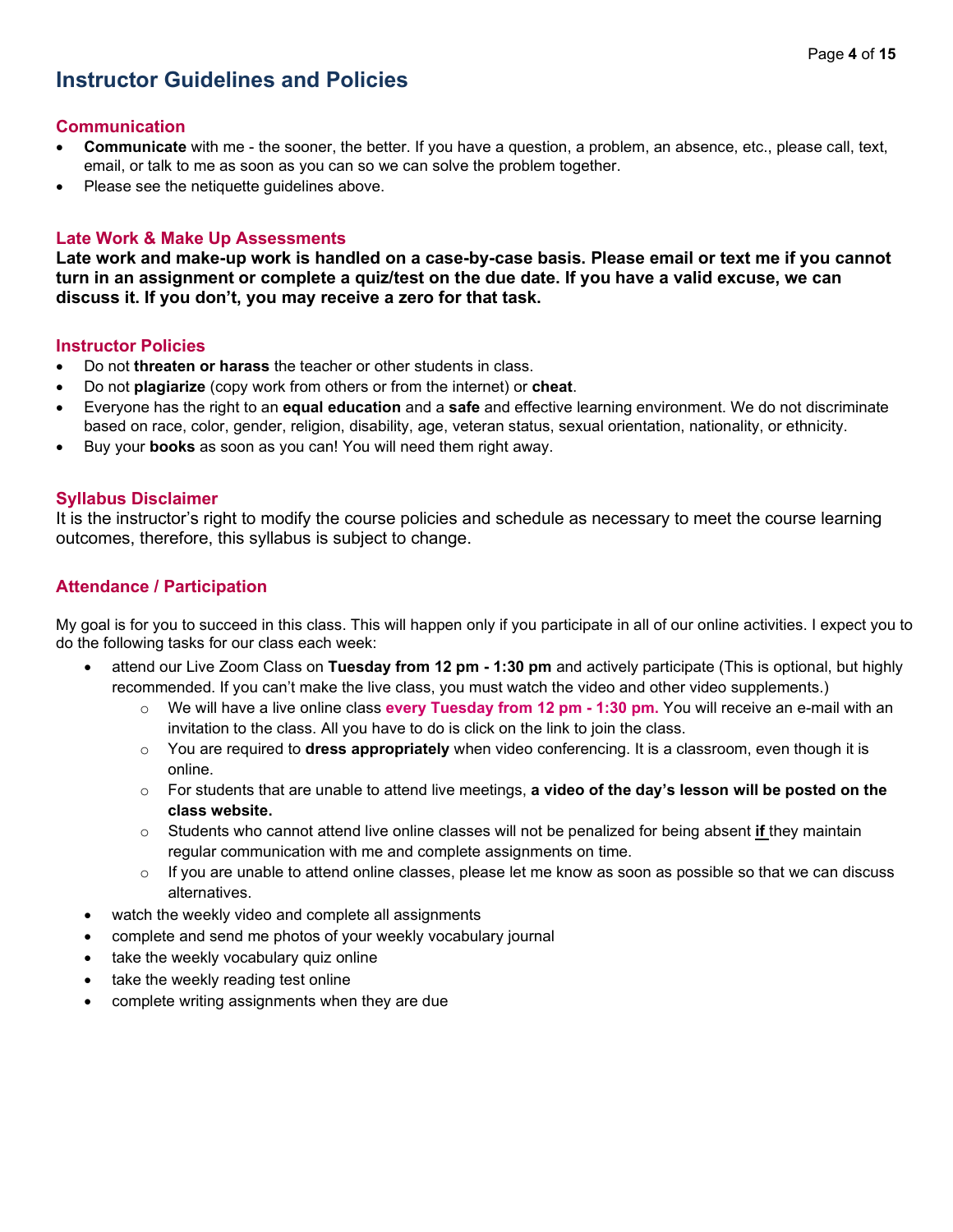# Instructor Guidelines and Policies

## Communication

- **Communicate** with me - the sooner, the better. If you have a question, a problem, an absence, etc., please call, text, email, or talk to me as soon as you can so we can solve the problem together.
- Please see the netiquette guidelines above.

## Late Work & Make Up Assessments

**Late work and make-up work is handled on a case-by-case basis. Please email or text me if you cannot turn in an assignment or complete a quiz/test on the due date. If you have a valid excuse, we can discuss it. If you don't, you may receive a zero for that task.**

## Instructor Policies

- Do not **threaten or harass** the teacher or other students in class.
- Do not **plagiarize** (copy work from others or from the internet) or **cheat**.
- Everyone has the right to an **equal education** and a **safe** and effective learning environment. We do not discriminate based on race, color, gender, religion, disability, age, veteran status, sexual orientation, nationality, or ethnicity.
- Buy your **books** as soon as you can! You will need them right away.

## Syllabus Disclaimer

It is the instructor's right to modify the course policies and schedule as necessary to meet the course learning outcomes, therefore, this syllabus is subject to change.

## Attendance / Participation

My goal is for you to succeed in this class. This will happen only if you participate in all of our online activities. I expect you to do the following tasks for our class each week:

- attend our Live Zoom Class on **Tuesday from 12 pm - 1:30 pm** and actively participate (This is optional, but highly recommended. If you can't make the live class, you must watch the video and other video supplements.)
  - We will have a live online class **every Tuesday from 12 pm - 1:30 pm.** You will receive an e-mail with an invitation to the class. All you have to do is click on the link to join the class.
  - You are required to **dress appropriately** when video conferencing. It is a classroom, even though it is online.
  - For students that are unable to attend live meetings, **a video of the day's lesson will be posted on the class website.**
  - Students who cannot attend live online classes will not be penalized for being absent **if** they maintain regular communication with me and complete assignments on time.
  - If you are unable to attend online classes, please let me know as soon as possible so that we can discuss alternatives.
- watch the weekly video and complete all assignments
- complete and send me photos of your weekly vocabulary journal
- take the weekly vocabulary quiz online
- take the weekly reading test online
- complete writing assignments when they are due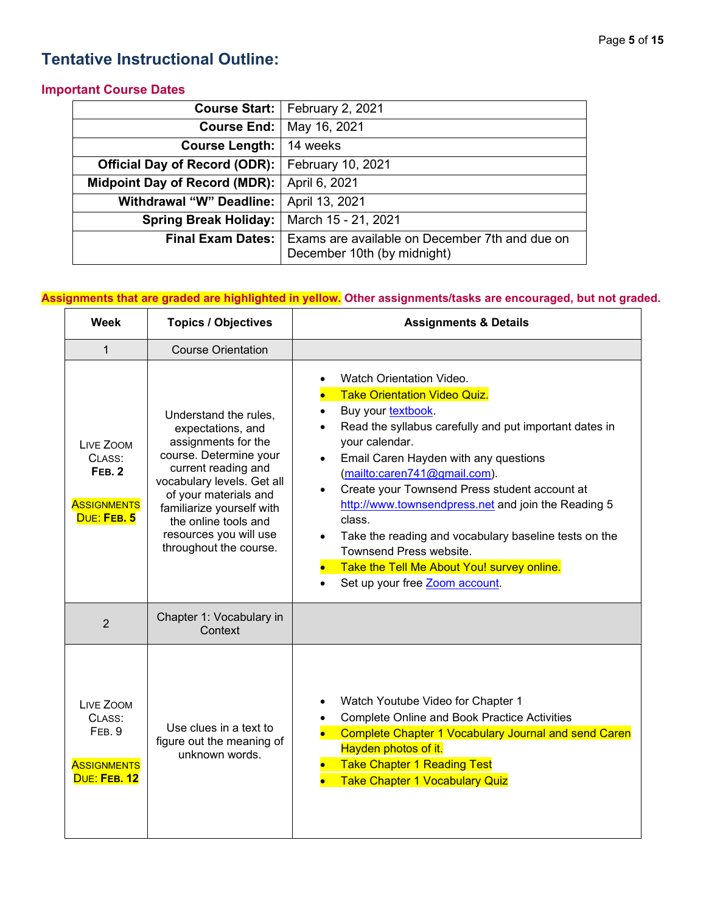## Tentative Instructional Outline:

### Important Course Dates

| | |
|---:|---|
| **Course Start:** | February 2, 2021 |
| **Course End:** | May 16, 2021 |
| **Course Length:** | 14 weeks |
| **Official Day of Record (ODR):** | February 10, 2021 |
| **Midpoint Day of Record (MDR):** | April 6, 2021 |
| **Withdrawal "W" Deadline:** | April 13, 2021 |
| **Spring Break Holiday:** | March 15 - 21, 2021 |
| **Final Exam Dates:** | Exams are available on December 7th and due on December 10th (by midnight) |

**Assignments that are graded are highlighted in yellow. Other assignments/tasks are encouraged, but not graded.**

| Week | Topics / Objectives | Assignments & Details |
|---|---|---|
| 1 | Course Orientation | |
| LIVE ZOOM CLASS: **FEB. 2**<br><br>ASSIGNMENTS DUE: **FEB. 5** | Understand the rules, expectations, and assignments for the course. Determine your current reading and vocabulary levels. Get all of your materials and familiarize yourself with the online tools and resources you will use throughout the course. | • Watch Orientation Video.<br>• Take Orientation Video Quiz.<br>• Buy your textbook.<br>• Read the syllabus carefully and put important dates in your calendar.<br>• Email Caren Hayden with any questions (mailto:caren741@gmail.com).<br>• Create your Townsend Press student account at http://www.townsendpress.net and join the Reading 5 class.<br>• Take the reading and vocabulary baseline tests on the Townsend Press website.<br>• Take the Tell Me About You! survey online.<br>• Set up your free Zoom account. |
| 2 | Chapter 1: Vocabulary in Context | |
| LIVE ZOOM CLASS: FEB. 9<br><br>ASSIGNMENTS DUE: **FEB. 12** | Use clues in a text to figure out the meaning of unknown words. | • Watch Youtube Video for Chapter 1<br>• Complete Online and Book Practice Activities<br>• Complete Chapter 1 Vocabulary Journal and send Caren Hayden photos of it.<br>• Take Chapter 1 Reading Test<br>• Take Chapter 1 Vocabulary Quiz |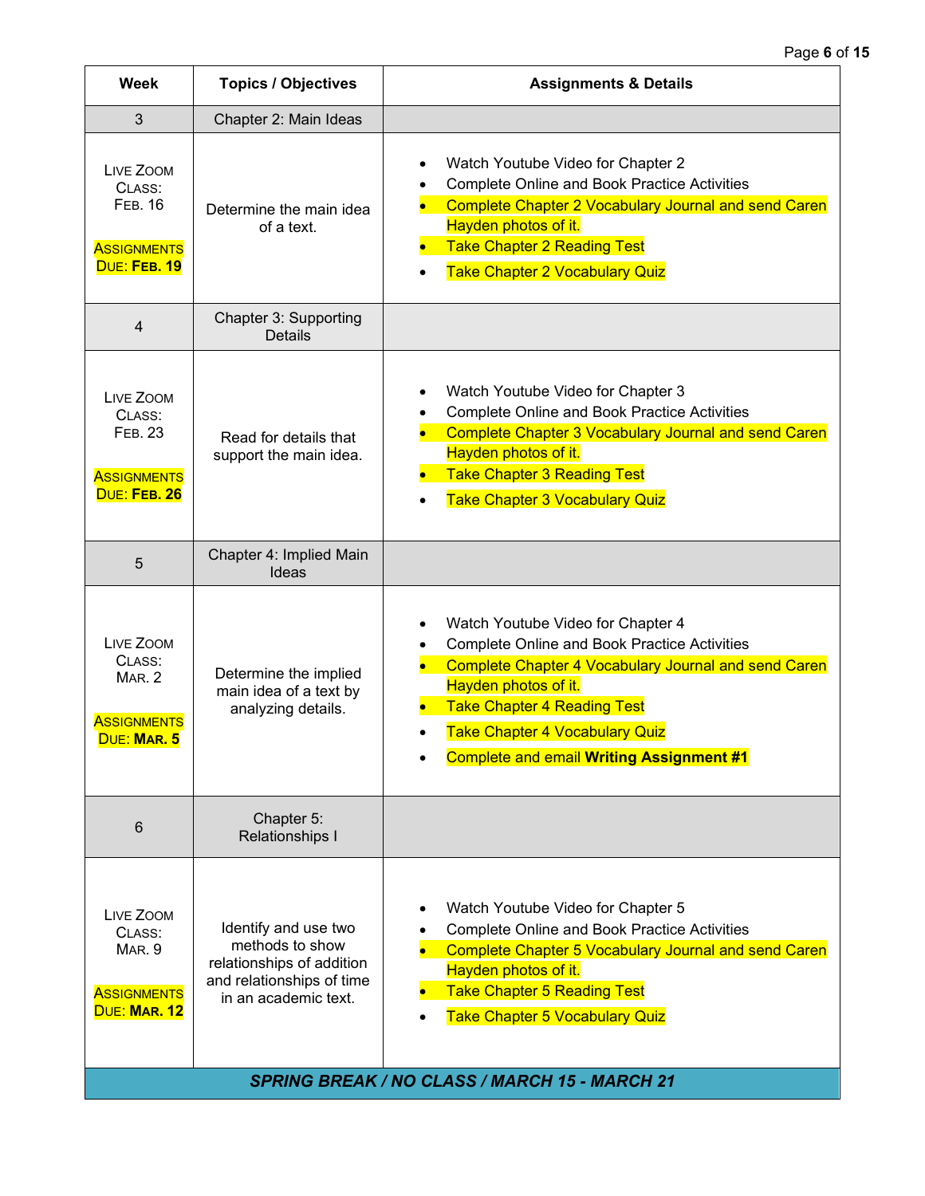| Week | Topics / Objectives | Assignments & Details |
|---|---|---|
| 3 | Chapter 2: Main Ideas | |
| Live Zoom Class: Feb. 16<br><br>Assignments Due: **Feb. 19** | Determine the main idea of a text. | • Watch Youtube Video for Chapter 2<br>• Complete Online and Book Practice Activities<br>• Complete Chapter 2 Vocabulary Journal and send Caren Hayden photos of it.<br>• Take Chapter 2 Reading Test<br>• Take Chapter 2 Vocabulary Quiz |
| 4 | Chapter 3: Supporting Details | |
| Live Zoom Class: Feb. 23<br><br>Assignments Due: **Feb. 26** | Read for details that support the main idea. | • Watch Youtube Video for Chapter 3<br>• Complete Online and Book Practice Activities<br>• Complete Chapter 3 Vocabulary Journal and send Caren Hayden photos of it.<br>• Take Chapter 3 Reading Test<br>• Take Chapter 3 Vocabulary Quiz |
| 5 | Chapter 4: Implied Main Ideas | |
| Live Zoom Class: Mar. 2<br><br>Assignments Due: **Mar. 5** | Determine the implied main idea of a text by analyzing details. | • Watch Youtube Video for Chapter 4<br>• Complete Online and Book Practice Activities<br>• Complete Chapter 4 Vocabulary Journal and send Caren Hayden photos of it.<br>• Take Chapter 4 Reading Test<br>• Take Chapter 4 Vocabulary Quiz<br>• Complete and email **Writing Assignment #1** |
| 6 | Chapter 5: Relationships I | |
| Live Zoom Class: Mar. 9<br><br>Assignments Due: **Mar. 12** | Identify and use two methods to show relationships of addition and relationships of time in an academic text. | • Watch Youtube Video for Chapter 5<br>• Complete Online and Book Practice Activities<br>• Complete Chapter 5 Vocabulary Journal and send Caren Hayden photos of it.<br>• Take Chapter 5 Reading Test<br>• Take Chapter 5 Vocabulary Quiz |
| ***SPRING BREAK / NO CLASS / MARCH 15 - MARCH 21*** | | |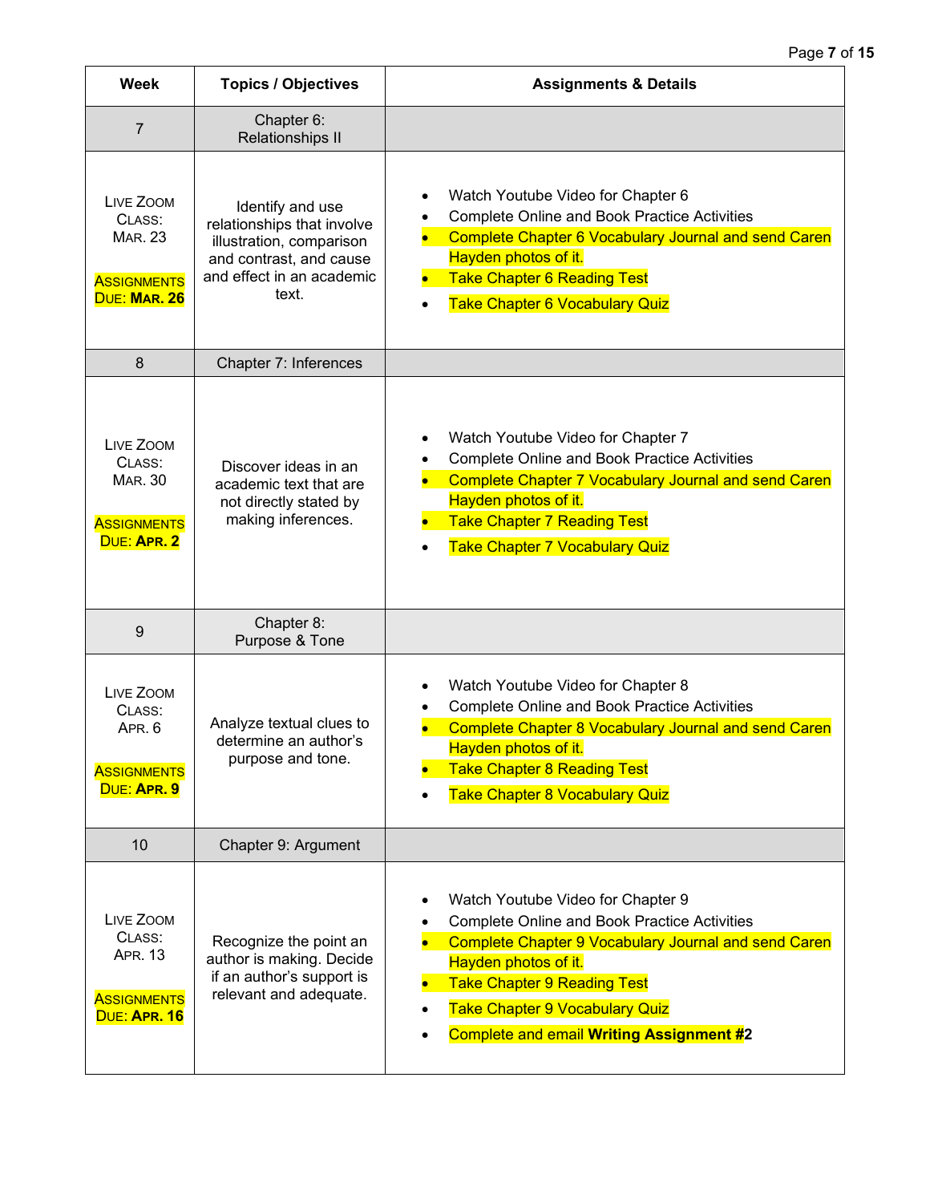| Week | Topics / Objectives | Assignments & Details |
|---|---|---|
| 7 | Chapter 6: Relationships II | |
| LIVE ZOOM CLASS: MAR. 23<br><br>ASSIGNMENTS DUE: **MAR. 26** | Identify and use relationships that involve illustration, comparison and contrast, and cause and effect in an academic text. | • Watch Youtube Video for Chapter 6<br>• Complete Online and Book Practice Activities<br>• Complete Chapter 6 Vocabulary Journal and send Caren Hayden photos of it.<br>• Take Chapter 6 Reading Test<br>• Take Chapter 6 Vocabulary Quiz |
| 8 | Chapter 7: Inferences | |
| LIVE ZOOM CLASS: MAR. 30<br><br>ASSIGNMENTS DUE: **APR. 2** | Discover ideas in an academic text that are not directly stated by making inferences. | • Watch Youtube Video for Chapter 7<br>• Complete Online and Book Practice Activities<br>• Complete Chapter 7 Vocabulary Journal and send Caren Hayden photos of it.<br>• Take Chapter 7 Reading Test<br>• Take Chapter 7 Vocabulary Quiz |
| 9 | Chapter 8: Purpose & Tone | |
| LIVE ZOOM CLASS: APR. 6<br><br>ASSIGNMENTS DUE: **APR. 9** | Analyze textual clues to determine an author's purpose and tone. | • Watch Youtube Video for Chapter 8<br>• Complete Online and Book Practice Activities<br>• Complete Chapter 8 Vocabulary Journal and send Caren Hayden photos of it.<br>• Take Chapter 8 Reading Test<br>• Take Chapter 8 Vocabulary Quiz |
| 10 | Chapter 9: Argument | |
| LIVE ZOOM CLASS: APR. 13<br><br>ASSIGNMENTS DUE: **APR. 16** | Recognize the point an author is making. Decide if an author's support is relevant and adequate. | • Watch Youtube Video for Chapter 9<br>• Complete Online and Book Practice Activities<br>• Complete Chapter 9 Vocabulary Journal and send Caren Hayden photos of it.<br>• Take Chapter 9 Reading Test<br>• Take Chapter 9 Vocabulary Quiz<br>• Complete and email **Writing Assignment #2** |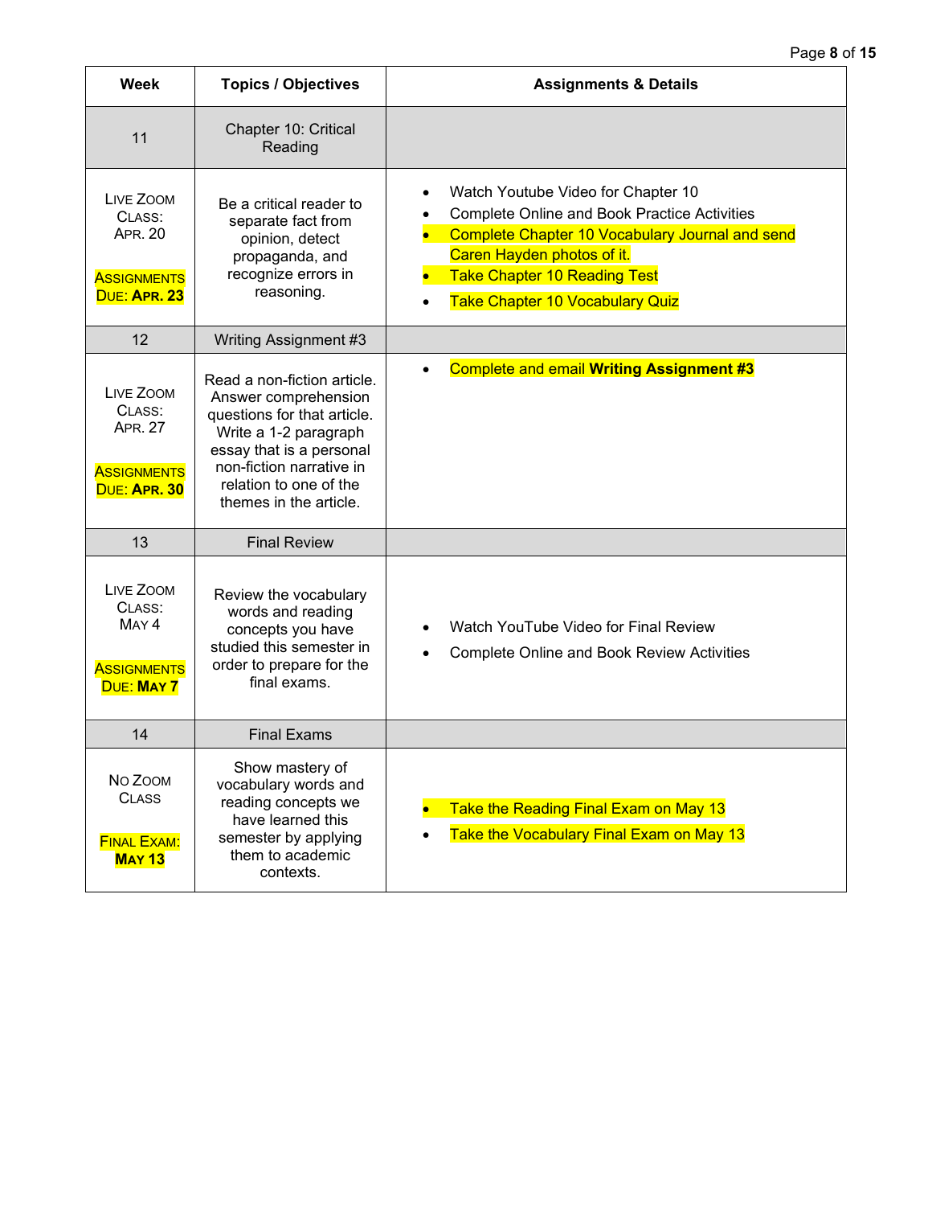| Week | Topics / Objectives | Assignments & Details |
|---|---|---|
| 11 | Chapter 10: Critical Reading | |
| LIVE ZOOM CLASS: APR. 20<br><br>ASSIGNMENTS DUE: **APR. 23** | Be a critical reader to separate fact from opinion, detect propaganda, and recognize errors in reasoning. | • Watch Youtube Video for Chapter 10<br>• Complete Online and Book Practice Activities<br>• Complete Chapter 10 Vocabulary Journal and send Caren Hayden photos of it.<br>• Take Chapter 10 Reading Test<br>• Take Chapter 10 Vocabulary Quiz |
| 12 | Writing Assignment #3 | |
| LIVE ZOOM CLASS: APR. 27<br><br>ASSIGNMENTS DUE: **APR. 30** | Read a non-fiction article. Answer comprehension questions for that article. Write a 1-2 paragraph essay that is a personal non-fiction narrative in relation to one of the themes in the article. | • Complete and email **Writing Assignment #3** |
| 13 | Final Review | |
| LIVE ZOOM CLASS: MAY 4<br><br>ASSIGNMENTS DUE: **MAY 7** | Review the vocabulary words and reading concepts you have studied this semester in order to prepare for the final exams. | • Watch YouTube Video for Final Review<br>• Complete Online and Book Review Activities |
| 14 | Final Exams | |
| NO ZOOM CLASS<br><br>FINAL EXAM: **MAY 13** | Show mastery of vocabulary words and reading concepts we have learned this semester by applying them to academic contexts. | • Take the Reading Final Exam on May 13<br>• Take the Vocabulary Final Exam on May 13 |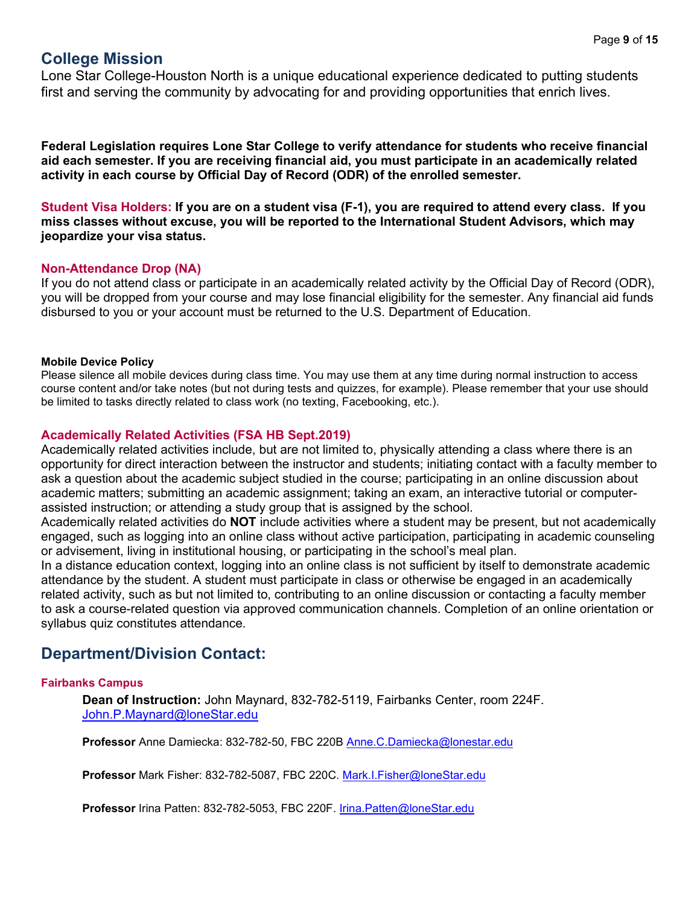## College Mission

Lone Star College-Houston North is a unique educational experience dedicated to putting students first and serving the community by advocating for and providing opportunities that enrich lives.

**Federal Legislation requires Lone Star College to verify attendance for students who receive financial aid each semester. If you are receiving financial aid, you must participate in an academically related activity in each course by Official Day of Record (ODR) of the enrolled semester.**

**Student Visa Holders: If you are on a student visa (F-1), you are required to attend every class. If you miss classes without excuse, you will be reported to the International Student Advisors, which may jeopardize your visa status.**

#### Non-Attendance Drop (NA)

If you do not attend class or participate in an academically related activity by the Official Day of Record (ODR), you will be dropped from your course and may lose financial eligibility for the semester. Any financial aid funds disbursed to you or your account must be returned to the U.S. Department of Education.

**Mobile Device Policy**

Please silence all mobile devices during class time. You may use them at any time during normal instruction to access course content and/or take notes (but not during tests and quizzes, for example). Please remember that your use should be limited to tasks directly related to class work (no texting, Facebooking, etc.).

#### Academically Related Activities (FSA HB Sept.2019)

Academically related activities include, but are not limited to, physically attending a class where there is an opportunity for direct interaction between the instructor and students; initiating contact with a faculty member to ask a question about the academic subject studied in the course; participating in an online discussion about academic matters; submitting an academic assignment; taking an exam, an interactive tutorial or computer-assisted instruction; or attending a study group that is assigned by the school.

Academically related activities do **NOT** include activities where a student may be present, but not academically engaged, such as logging into an online class without active participation, participating in academic counseling or advisement, living in institutional housing, or participating in the school's meal plan.

In a distance education context, logging into an online class is not sufficient by itself to demonstrate academic attendance by the student. A student must participate in class or otherwise be engaged in an academically related activity, such as but not limited to, contributing to an online discussion or contacting a faculty member to ask a course-related question via approved communication channels. Completion of an online orientation or syllabus quiz constitutes attendance.

## Department/Division Contact:

#### Fairbanks Campus

**Dean of Instruction:** John Maynard, 832-782-5119, Fairbanks Center, room 224F. John.P.Maynard@loneStar.edu

**Professor** Anne Damiecka: 832-782-50, FBC 220B Anne.C.Damiecka@lonestar.edu

**Professor** Mark Fisher: 832-782-5087, FBC 220C. Mark.I.Fisher@loneStar.edu

**Professor** Irina Patten: 832-782-5053, FBC 220F. Irina.Patten@loneStar.edu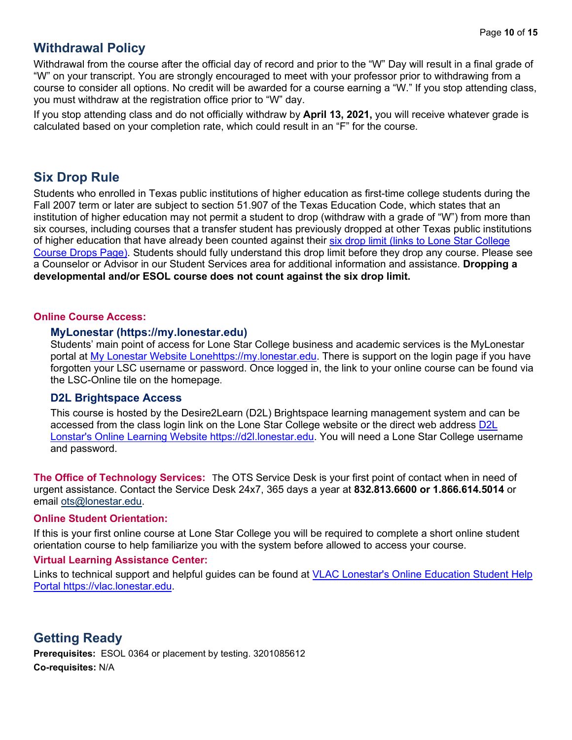## Withdrawal Policy

Withdrawal from the course after the official day of record and prior to the "W" Day will result in a final grade of "W" on your transcript. You are strongly encouraged to meet with your professor prior to withdrawing from a course to consider all options. No credit will be awarded for a course earning a "W." If you stop attending class, you must withdraw at the registration office prior to "W" day.

If you stop attending class and do not officially withdraw by **April 13, 2021,** you will receive whatever grade is calculated based on your completion rate, which could result in an "F" for the course.

## Six Drop Rule

Students who enrolled in Texas public institutions of higher education as first-time college students during the Fall 2007 term or later are subject to section 51.907 of the Texas Education Code, which states that an institution of higher education may not permit a student to drop (withdraw with a grade of "W") from more than six courses, including courses that a transfer student has previously dropped at other Texas public institutions of higher education that have already been counted against their six drop limit (links to Lone Star College Course Drops Page). Students should fully understand this drop limit before they drop any course. Please see a Counselor or Advisor in our Student Services area for additional information and assistance. **Dropping a developmental and/or ESOL course does not count against the six drop limit.**

**Online Course Access:**

### MyLonestar (https://my.lonestar.edu)

Students' main point of access for Lone Star College business and academic services is the MyLonestar portal at My Lonestar Website Lonehttps://my.lonestar.edu. There is support on the login page if you have forgotten your LSC username or password. Once logged in, the link to your online course can be found via the LSC-Online tile on the homepage.

### D2L Brightspace Access

This course is hosted by the Desire2Learn (D2L) Brightspace learning management system and can be accessed from the class login link on the Lone Star College website or the direct web address D2L Lonstar's Online Learning Website https://d2l.lonestar.edu. You will need a Lone Star College username and password.

**The Office of Technology Services:** The OTS Service Desk is your first point of contact when in need of urgent assistance. Contact the Service Desk 24x7, 365 days a year at **832.813.6600 or 1.866.614.5014** or email ots@lonestar.edu.

**Online Student Orientation:**

If this is your first online course at Lone Star College you will be required to complete a short online student orientation course to help familiarize you with the system before allowed to access your course.

**Virtual Learning Assistance Center:**

Links to technical support and helpful guides can be found at VLAC Lonestar's Online Education Student Help Portal https://vlac.lonestar.edu.

## Getting Ready

**Prerequisites:** ESOL 0364 or placement by testing. 3201085612

**Co-requisites:** N/A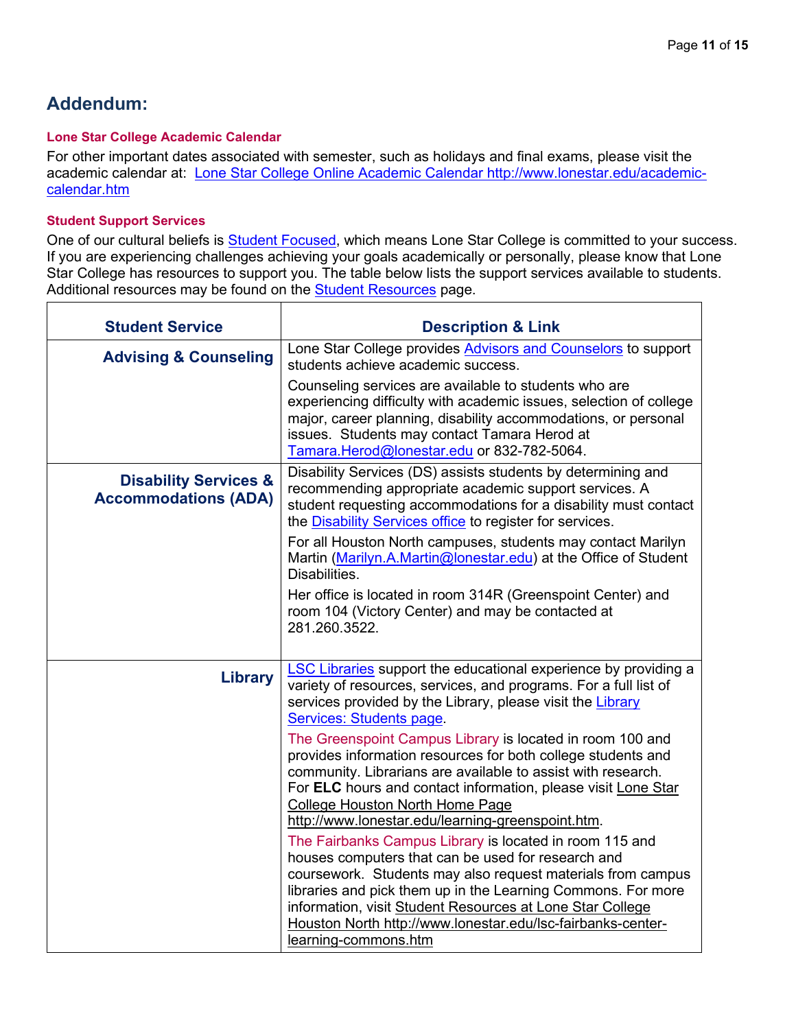## Addendum:

### Lone Star College Academic Calendar

For other important dates associated with semester, such as holidays and final exams, please visit the academic calendar at: Lone Star College Online Academic Calendar http://www.lonestar.edu/academic-calendar.htm

### Student Support Services

One of our cultural beliefs is Student Focused, which means Lone Star College is committed to your success. If you are experiencing challenges achieving your goals academically or personally, please know that Lone Star College has resources to support you. The table below lists the support services available to students. Additional resources may be found on the Student Resources page.

| Student Service | Description & Link |
|---|---|
| **Advising & Counseling** | Lone Star College provides Advisors and Counselors to support students achieve academic success.<br><br>Counseling services are available to students who are experiencing difficulty with academic issues, selection of college major, career planning, disability accommodations, or personal issues. Students may contact Tamara Herod at Tamara.Herod@lonestar.edu or 832-782-5064. |
| **Disability Services & Accommodations (ADA)** | Disability Services (DS) assists students by determining and recommending appropriate academic support services. A student requesting accommodations for a disability must contact the Disability Services office to register for services.<br><br>For all Houston North campuses, students may contact Marilyn Martin (Marilyn.A.Martin@lonestar.edu) at the Office of Student Disabilities.<br><br>Her office is located in room 314R (Greenspoint Center) and room 104 (Victory Center) and may be contacted at 281.260.3522. |
| **Library** | LSC Libraries support the educational experience by providing a variety of resources, services, and programs. For a full list of services provided by the Library, please visit the Library Services: Students page.<br><br>The Greenspoint Campus Library is located in room 100 and provides information resources for both college students and community. Librarians are available to assist with research. For **ELC** hours and contact information, please visit Lone Star College Houston North Home Page http://www.lonestar.edu/learning-greenspoint.htm.<br><br>The Fairbanks Campus Library is located in room 115 and houses computers that can be used for research and coursework. Students may also request materials from campus libraries and pick them up in the Learning Commons. For more information, visit Student Resources at Lone Star College Houston North http://www.lonestar.edu/lsc-fairbanks-center-learning-commons.htm |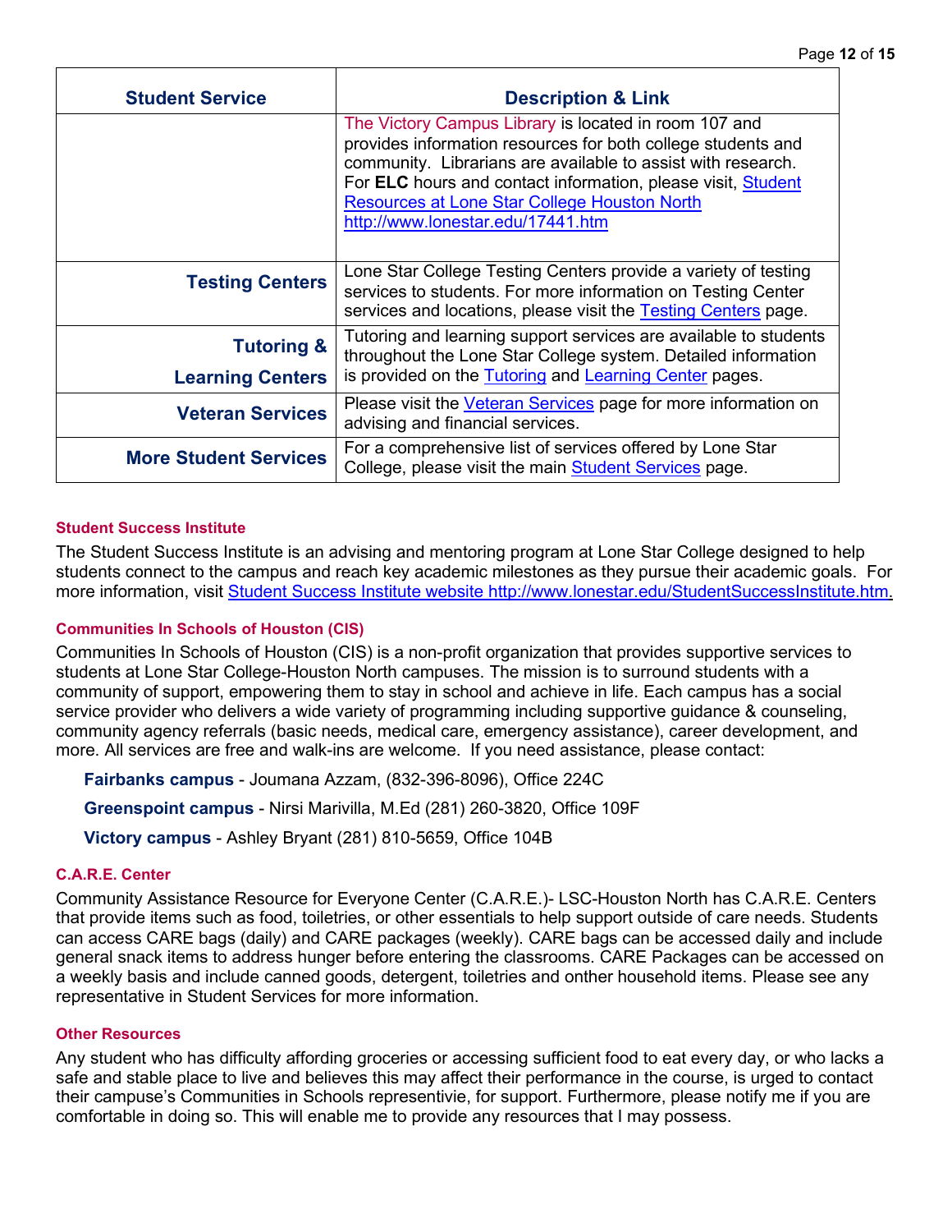| Student Service | Description & Link |
| --- | --- |
| | The Victory Campus Library is located in room 107 and provides information resources for both college students and community. Librarians are available to assist with research. For **ELC** hours and contact information, please visit, Student Resources at Lone Star College Houston North http://www.lonestar.edu/17441.htm |
| **Testing Centers** | Lone Star College Testing Centers provide a variety of testing services to students. For more information on Testing Center services and locations, please visit the Testing Centers page. |
| **Tutoring & Learning Centers** | Tutoring and learning support services are available to students throughout the Lone Star College system. Detailed information is provided on the Tutoring and Learning Center pages. |
| **Veteran Services** | Please visit the Veteran Services page for more information on advising and financial services. |
| **More Student Services** | For a comprehensive list of services offered by Lone Star College, please visit the main Student Services page. |

#### Student Success Institute

The Student Success Institute is an advising and mentoring program at Lone Star College designed to help students connect to the campus and reach key academic milestones as they pursue their academic goals. For more information, visit Student Success Institute website http://www.lonestar.edu/StudentSuccessInstitute.htm.

#### Communities In Schools of Houston (CIS)

Communities In Schools of Houston (CIS) is a non-profit organization that provides supportive services to students at Lone Star College-Houston North campuses. The mission is to surround students with a community of support, empowering them to stay in school and achieve in life. Each campus has a social service provider who delivers a wide variety of programming including supportive guidance & counseling, community agency referrals (basic needs, medical care, emergency assistance), career development, and more. All services are free and walk-ins are welcome. If you need assistance, please contact:

**Fairbanks campus** - Joumana Azzam, (832-396-8096), Office 224C

**Greenspoint campus** - Nirsi Marivilla, M.Ed (281) 260-3820, Office 109F

**Victory campus** - Ashley Bryant (281) 810-5659, Office 104B

#### C.A.R.E. Center

Community Assistance Resource for Everyone Center (C.A.R.E.)- LSC-Houston North has C.A.R.E. Centers that provide items such as food, toiletries, or other essentials to help support outside of care needs. Students can access CARE bags (daily) and CARE packages (weekly). CARE bags can be accessed daily and include general snack items to address hunger before entering the classrooms. CARE Packages can be accessed on a weekly basis and include canned goods, detergent, toiletries and onther household items. Please see any representative in Student Services for more information.

#### Other Resources

Any student who has difficulty affording groceries or accessing sufficient food to eat every day, or who lacks a safe and stable place to live and believes this may affect their performance in the course, is urged to contact their campuse's Communities in Schools representivie, for support. Furthermore, please notify me if you are comfortable in doing so. This will enable me to provide any resources that I may possess.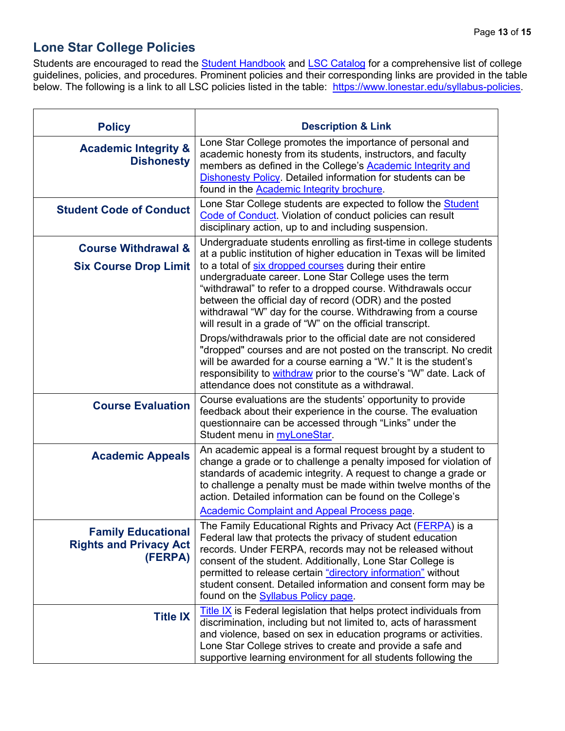## Lone Star College Policies

Students are encouraged to read the Student Handbook and LSC Catalog for a comprehensive list of college guidelines, policies, and procedures. Prominent policies and their corresponding links are provided in the table below. The following is a link to all LSC policies listed in the table: https://www.lonestar.edu/syllabus-policies.

| Policy | Description & Link |
|---|---|
| **Academic Integrity & Dishonesty** | Lone Star College promotes the importance of personal and academic honesty from its students, instructors, and faculty members as defined in the College's Academic Integrity and Dishonesty Policy. Detailed information for students can be found in the Academic Integrity brochure. |
| **Student Code of Conduct** | Lone Star College students are expected to follow the Student Code of Conduct. Violation of conduct policies can result disciplinary action, up to and including suspension. |
| **Course Withdrawal & Six Course Drop Limit** | Undergraduate students enrolling as first-time in college students at a public institution of higher education in Texas will be limited to a total of six dropped courses during their entire undergraduate career. Lone Star College uses the term "withdrawal" to refer to a dropped course. Withdrawals occur between the official day of record (ODR) and the posted withdrawal "W" day for the course. Withdrawing from a course will result in a grade of "W" on the official transcript. Drops/withdrawals prior to the official date are not considered "dropped" courses and are not posted on the transcript. No credit will be awarded for a course earning a "W." It is the student's responsibility to withdraw prior to the course's "W" date. Lack of attendance does not constitute as a withdrawal. |
| **Course Evaluation** | Course evaluations are the students' opportunity to provide feedback about their experience in the course. The evaluation questionnaire can be accessed through "Links" under the Student menu in myLoneStar. |
| **Academic Appeals** | An academic appeal is a formal request brought by a student to change a grade or to challenge a penalty imposed for violation of standards of academic integrity. A request to change a grade or to challenge a penalty must be made within twelve months of the action. Detailed information can be found on the College's Academic Complaint and Appeal Process page. |
| **Family Educational Rights and Privacy Act (FERPA)** | The Family Educational Rights and Privacy Act (FERPA) is a Federal law that protects the privacy of student education records. Under FERPA, records may not be released without consent of the student. Additionally, Lone Star College is permitted to release certain "directory information" without student consent. Detailed information and consent form may be found on the Syllabus Policy page. |
| **Title IX** | Title IX is Federal legislation that helps protect individuals from discrimination, including but not limited to, acts of harassment and violence, based on sex in education programs or activities. Lone Star College strives to create and provide a safe and supportive learning environment for all students following the |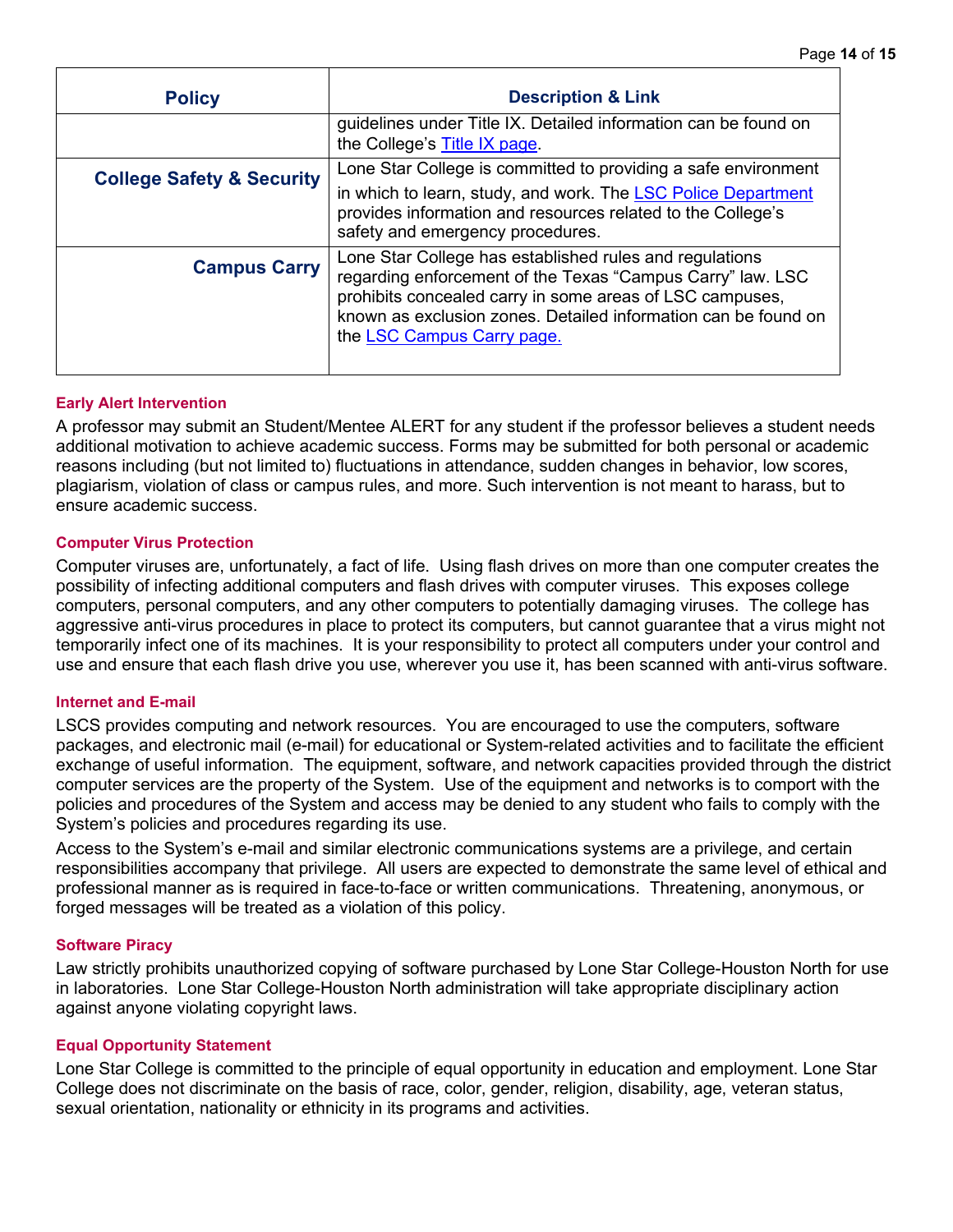| Policy | Description & Link |
|---|---|
| | guidelines under Title IX. Detailed information can be found on the College's [Title IX page](). |
| **College Safety & Security** | Lone Star College is committed to providing a safe environment in which to learn, study, and work. The [LSC Police Department]() provides information and resources related to the College's safety and emergency procedures. |
| **Campus Carry** | Lone Star College has established rules and regulations regarding enforcement of the Texas "Campus Carry" law. LSC prohibits concealed carry in some areas of LSC campuses, known as exclusion zones. Detailed information can be found on the [LSC Campus Carry page.]() |

#### Early Alert Intervention

A professor may submit an Student/Mentee ALERT for any student if the professor believes a student needs additional motivation to achieve academic success. Forms may be submitted for both personal or academic reasons including (but not limited to) fluctuations in attendance, sudden changes in behavior, low scores, plagiarism, violation of class or campus rules, and more. Such intervention is not meant to harass, but to ensure academic success.

#### Computer Virus Protection

Computer viruses are, unfortunately, a fact of life. Using flash drives on more than one computer creates the possibility of infecting additional computers and flash drives with computer viruses. This exposes college computers, personal computers, and any other computers to potentially damaging viruses. The college has aggressive anti-virus procedures in place to protect its computers, but cannot guarantee that a virus might not temporarily infect one of its machines. It is your responsibility to protect all computers under your control and use and ensure that each flash drive you use, wherever you use it, has been scanned with anti-virus software.

#### Internet and E-mail

LSCS provides computing and network resources. You are encouraged to use the computers, software packages, and electronic mail (e-mail) for educational or System-related activities and to facilitate the efficient exchange of useful information. The equipment, software, and network capacities provided through the district computer services are the property of the System. Use of the equipment and networks is to comport with the policies and procedures of the System and access may be denied to any student who fails to comply with the System's policies and procedures regarding its use.

Access to the System's e-mail and similar electronic communications systems are a privilege, and certain responsibilities accompany that privilege. All users are expected to demonstrate the same level of ethical and professional manner as is required in face-to-face or written communications. Threatening, anonymous, or forged messages will be treated as a violation of this policy.

#### Software Piracy

Law strictly prohibits unauthorized copying of software purchased by Lone Star College-Houston North for use in laboratories. Lone Star College-Houston North administration will take appropriate disciplinary action against anyone violating copyright laws.

#### Equal Opportunity Statement

Lone Star College is committed to the principle of equal opportunity in education and employment. Lone Star College does not discriminate on the basis of race, color, gender, religion, disability, age, veteran status, sexual orientation, nationality or ethnicity in its programs and activities.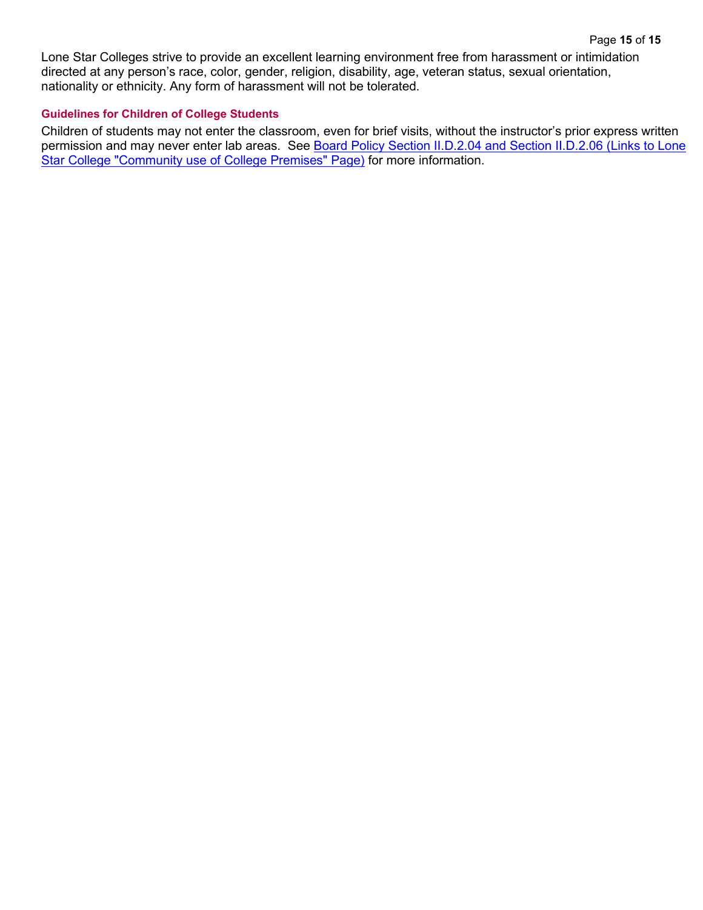Lone Star Colleges strive to provide an excellent learning environment free from harassment or intimidation directed at any person's race, color, gender, religion, disability, age, veteran status, sexual orientation, nationality or ethnicity. Any form of harassment will not be tolerated.

### Guidelines for Children of College Students

Children of students may not enter the classroom, even for brief visits, without the instructor's prior express written permission and may never enter lab areas. See Board Policy Section II.D.2.04 and Section II.D.2.06 (Links to Lone Star College "Community use of College Premises" Page) for more information.